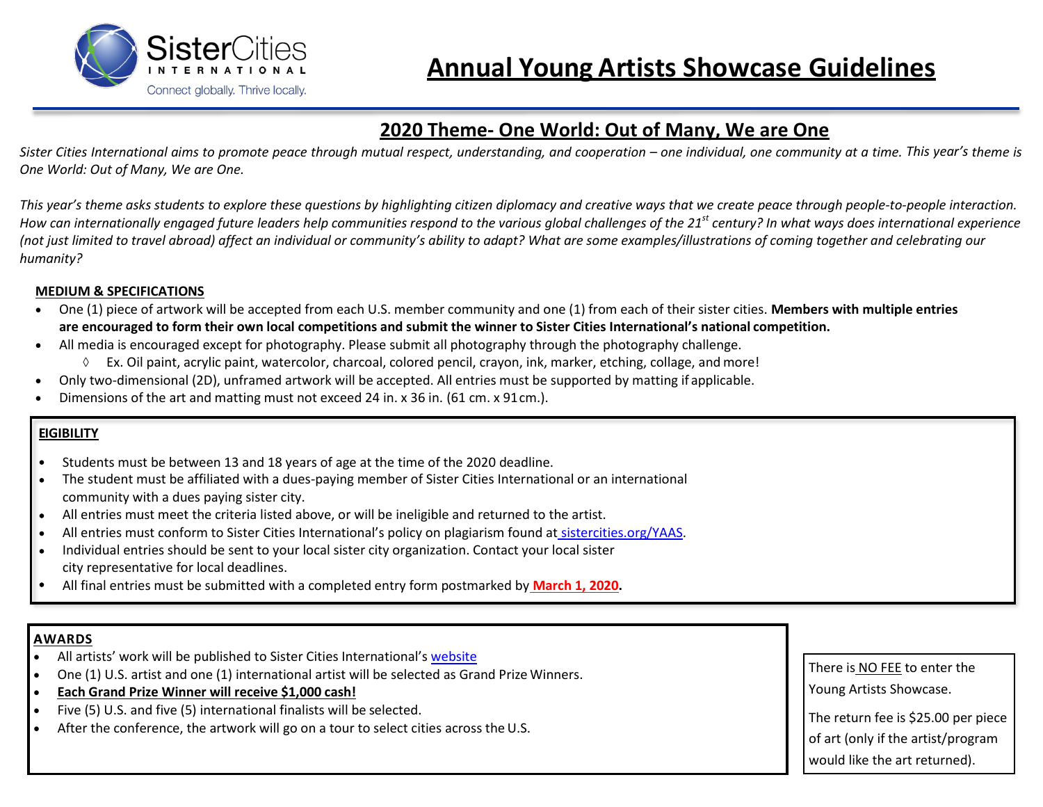SisterCities INTERNATIONAL
Connect globally. Thrive locally.

# Annual Young Artists Showcase Guidelines

## 2020 Theme- One World: Out of Many, We are One

*Sister Cities International aims to promote peace through mutual respect, understanding, and cooperation – one individual, one community at a time. This year's theme is One World: Out of Many, We are One.*

*This year's theme asks students to explore these questions by highlighting citizen diplomacy and creative ways that we create peace through people-to-people interaction. How can internationally engaged future leaders help communities respond to the various global challenges of the 21st century? In what ways does international experience (not just limited to travel abroad) affect an individual or community's ability to adapt? What are some examples/illustrations of coming together and celebrating our humanity?*

### MEDIUM & SPECIFICATIONS

- One (1) piece of artwork will be accepted from each U.S. member community and one (1) from each of their sister cities. **Members with multiple entries are encouraged to form their own local competitions and submit the winner to Sister Cities International's national competition.**
- All media is encouraged except for photography. Please submit all photography through the photography challenge.
  - ◊ Ex. Oil paint, acrylic paint, watercolor, charcoal, colored pencil, crayon, ink, marker, etching, collage, and more!
- Only two-dimensional (2D), unframed artwork will be accepted. All entries must be supported by matting if applicable.
- Dimensions of the art and matting must not exceed 24 in. x 36 in. (61 cm. x 91 cm.).

### EIGIBILITY

- Students must be between 13 and 18 years of age at the time of the 2020 deadline.
- The student must be affiliated with a dues-paying member of Sister Cities International or an international community with a dues paying sister city.
- All entries must meet the criteria listed above, or will be ineligible and returned to the artist.
- All entries must conform to Sister Cities International's policy on plagiarism found at sistercities.org/YAAS.
- Individual entries should be sent to your local sister city organization. Contact your local sister city representative for local deadlines.
- All final entries must be submitted with a completed entry form postmarked by **March 1, 2020.**

### AWARDS

- All artists' work will be published to Sister Cities International's website
- One (1) U.S. artist and one (1) international artist will be selected as Grand Prize Winners.
- **Each Grand Prize Winner will receive $1,000 cash!**
- Five (5) U.S. and five (5) international finalists will be selected.
- After the conference, the artwork will go on a tour to select cities across the U.S.

There is NO FEE to enter the Young Artists Showcase.

The return fee is $25.00 per piece of art (only if the artist/program would like the art returned).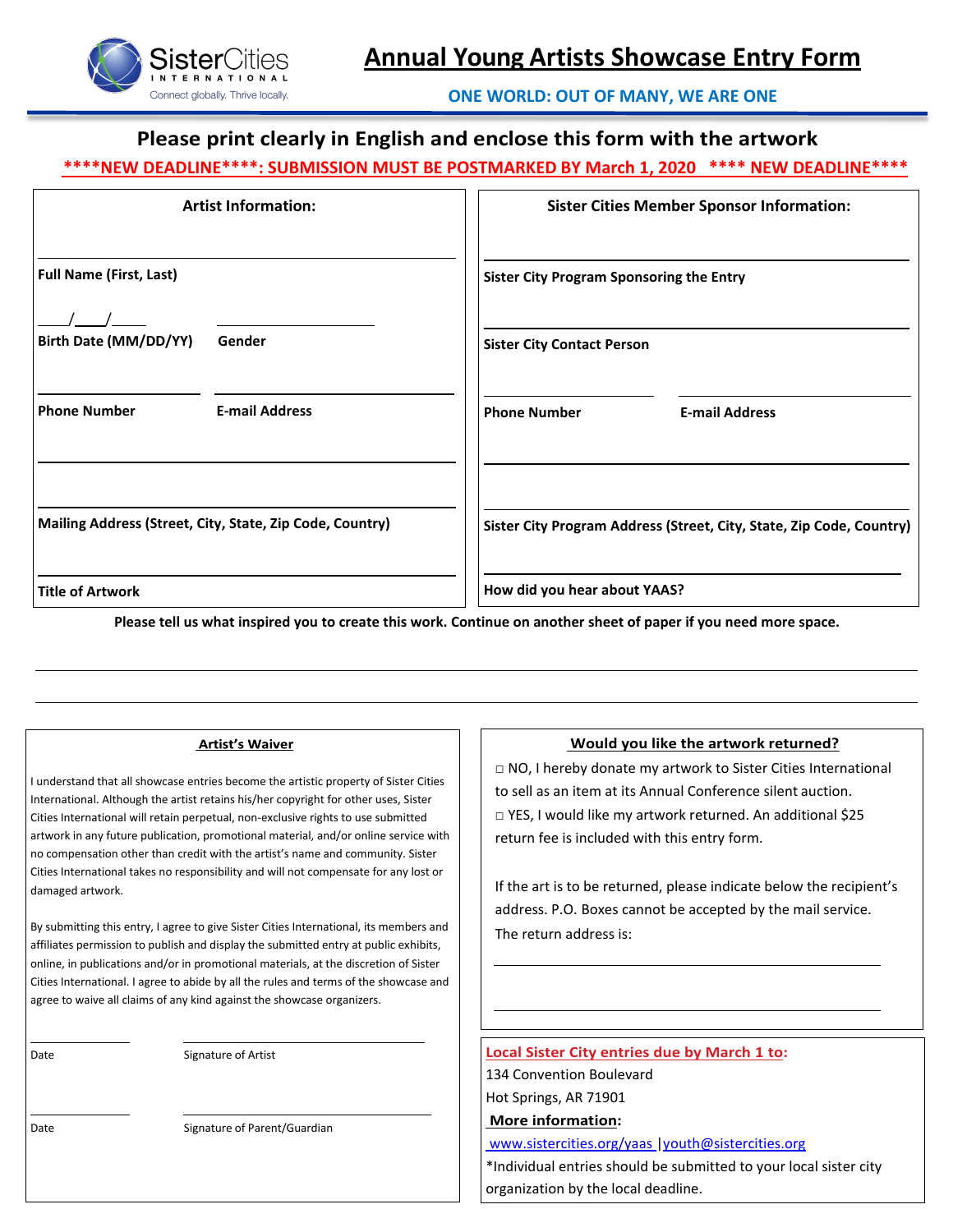SisterCities INTERNATIONAL
Connect globally. Thrive locally.

# Annual Young Artists Showcase Entry Form

**ONE WORLD: OUT OF MANY, WE ARE ONE**

## Please print clearly in English and enclose this form with the artwork

**\*\*\*\*NEW DEADLINE\*\*\*\*: SUBMISSION MUST BE POSTMARKED BY March 1, 2020 \*\*\*\* NEW DEADLINE\*\*\*\***

| Artist Information: | Sister Cities Member Sponsor Information: |
|---|---|
| **Full Name (First, Last)** | **Sister City Program Sponsoring the Entry** |
| ___/___/___ **Birth Date (MM/DD/YY)** **Gender** | **Sister City Contact Person** |
| **Phone Number** **E-mail Address** | **Phone Number** **E-mail Address** |
| **Mailing Address (Street, City, State, Zip Code, Country)** | **Sister City Program Address (Street, City, State, Zip Code, Country)** |
| **Title of Artwork** | **How did you hear about YAAS?** |

**Please tell us what inspired you to create this work. Continue on another sheet of paper if you need more space.**

___

___

### Artist's Waiver

I understand that all showcase entries become the artistic property of Sister Cities International. Although the artist retains his/her copyright for other uses, Sister Cities International will retain perpetual, non-exclusive rights to use submitted artwork in any future publication, promotional material, and/or online service with no compensation other than credit with the artist's name and community. Sister Cities International takes no responsibility and will not compensate for any lost or damaged artwork.

By submitting this entry, I agree to give Sister Cities International, its members and affiliates permission to publish and display the submitted entry at public exhibits, online, in publications and/or in promotional materials, at the discretion of Sister Cities International. I agree to abide by all the rules and terms of the showcase and agree to waive all claims of any kind against the showcase organizers.

Date ______ Signature of Artist ______

Date ______ Signature of Parent/Guardian ______

### Would you like the artwork returned?

□ NO, I hereby donate my artwork to Sister Cities International to sell as an item at its Annual Conference silent auction.

□ YES, I would like my artwork returned. An additional $25 return fee is included with this entry form.

If the art is to be returned, please indicate below the recipient's address. P.O. Boxes cannot be accepted by the mail service. The return address is:

___

___

**Local Sister City entries due by March 1 to:**

134 Convention Boulevard
Hot Springs, AR 71901

**More information:**

www.sistercities.org/yaas | youth@sistercities.org

*Individual entries should be submitted to your local sister city organization by the local deadline.